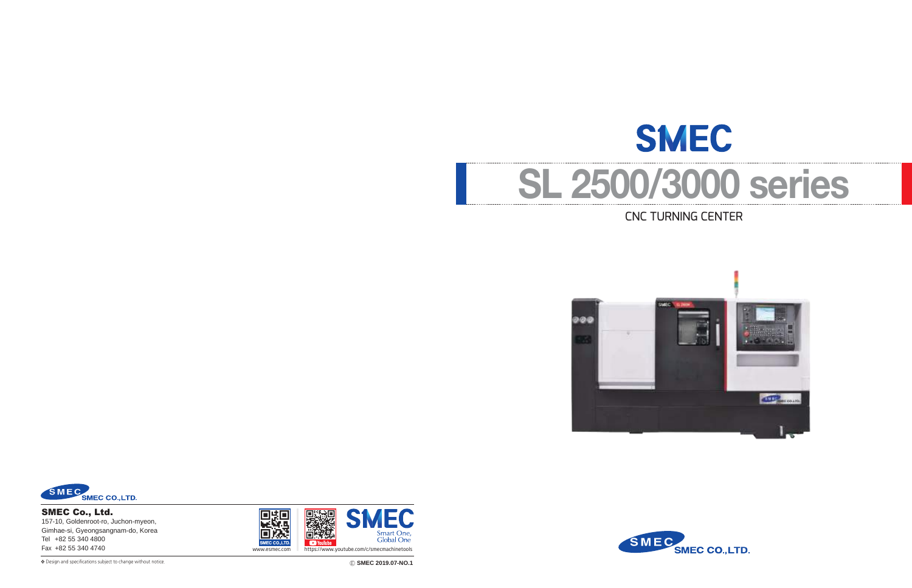SMEC

# SL 2500/3000 series

CNC TURNING CENTER

SMEC CO.,LTD.

**SMEC Co., Ltd.**
157-10, Goldenroot-ro, Juchon-myeon,
Gimhae-si, Gyeongsangnam-do, Korea
Tel +82 55 340 4800
Fax +82 55 340 4740

SMEC CO.,LTD.
www.esmec.com

YouTube
https://www.youtube.com/c/smecmachinetools

SMEC
Smart One,
Global One

❖ Design and specifications subject to change without notice.

© SMEC 2019.07-NO.1

SMEC CO.,LTD.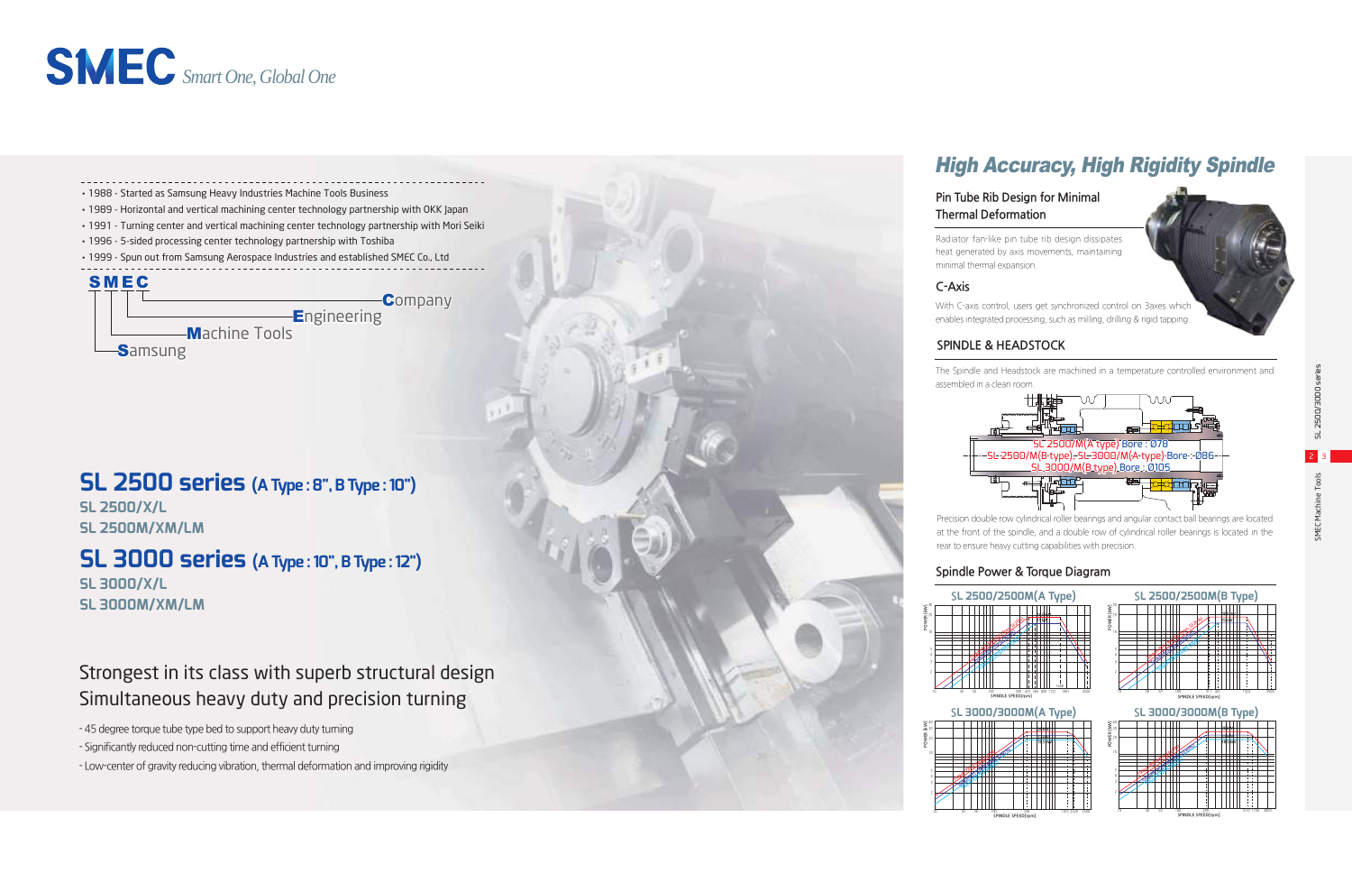# SMEC *Smart One, Global One*

- 1988 - Started as Samsung Heavy Industries Machine Tools Business
- 1989 - Horizontal and vertical machining center technology partnership with OKK Japan
- 1991 - Turning center and vertical machining center technology partnership with Mori Seiki
- 1996 - 5-sided processing center technology partnership with Toshiba
- 1999 - Spun out from Samsung Aerospace Industries and established SMEC Co., Ltd

**SMEC**

- **C**ompany
- **E**ngineering
- **M**achine Tools
- **S**amsung

## SL 2500 series (A Type : 8", B Type : 10")

SL 2500/X/L
SL 2500M/XM/LM

## SL 3000 series (A Type : 10", B Type : 12")

SL 3000/X/L
SL 3000M/XM/LM

### Strongest in its class with superb structural design
### Simultaneous heavy duty and precision turning

- 45 degree torque tube type bed to support heavy duty turning
- Significantly reduced non-cutting time and efficient turning
- Low-center of gravity reducing vibration, thermal deformation and improving rigidity

## *High Accuracy, High Rigidity Spindle*

### Pin Tube Rib Design for Minimal Thermal Deformation

Radiator fan-like pin tube rib design dissipates heat generated by axis movements, maintaining minimal thermal expansion.

### C-Axis

With C-axis control, users get synchronized control on 3axes which enables integrated processing, such as milling, drilling & rigid tapping.

### SPINDLE & HEADSTOCK

The Spindle and Headstock are machined in a temperature controlled environment and assembled in a clean room.

SL 2500/M(A type) Bore : Ø78
SL 2500/M(B type), SL 3000/M(A type) Bore : Ø86
SL 3000/M(B type) Bore : Ø105

Precision double row cylindrical roller bearings and angular contact ball bearings are located at the front of the spindle, and a double row of cylindrical roller bearings is located in the rear to ensure heavy cutting capabilities with precision.

### Spindle Power & Torque Diagram

SL 2500/2500M(A Type)

SL 2500/2500M(B Type)

SL 3000/3000M(A Type)

SL 3000/3000M(B Type)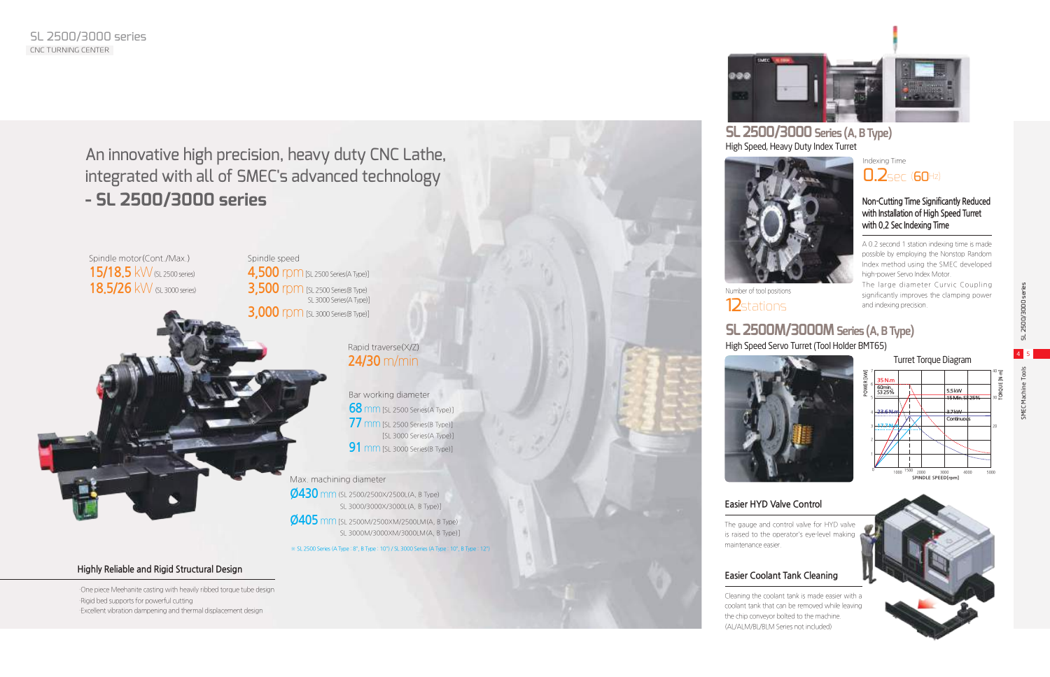SL 2500/3000 series
CNC TURNING CENTER

# An innovative high precision, heavy duty CNC Lathe, integrated with all of SMEC's advanced technology - SL 2500/3000 series

Spindle motor(Cont./Max.)
**15/18.5 kW** (SL 2500 series)
**18.5/26 kW** (SL 3000 series)

Spindle speed
**4,500 rpm** [SL 2500 Series(A Type)]
**3,500 rpm** [SL 2500 Series(B Type) SL 3000 Series(A Type)]
**3,000 rpm** [SL 3000 Series(B Type)]

Rapid traverse(X/Z)
**24/30 m/min**

Bar working diameter
**68 mm** [SL 2500 Series(A Type)]
**77 mm** [SL 2500 Series(B Type)] [SL 3000 Series(A Type)]
**91 mm** [SL 3000 Series(B Type)]

Max. machining diameter
**Ø430 mm** (SL 2500/2500X/2500L(A, B Type) SL 3000/3000X/3000L(A, B Type))
**Ø405 mm** [SL 2500M/2500XM/2500LM(A, B Type) SL 3000M/3000XM/3000LM(A, B Type)]

※ SL 2500 Series (A Type : 8", B Type : 10") / SL 3000 Series (A Type : 10", B Type : 12")

### Highly Reliable and Rigid Structural Design

One piece Meehanite casting with heavily ribbed torque tube design
Rigid bed supports for powerful cutting
Excellent vibration dampening and thermal displacement design

## SL 2500/3000 Series (A, B Type)

High Speed, Heavy Duty Index Turret

Indexing Time
**0.2sec (60Hz)**

Number of tool positions
**12stations**

### Non-Cutting Time Significantly Reduced with Installation of High Speed Turret with 0.2 Sec Indexing Time

A 0.2 second 1 station indexing time is made possible by employing the Nonstop Random Index method using the SMEC developed high-power Servo Index Motor.
The large diameter Curvic Coupling significantly improves the clamping power and indexing precision.

## SL 2500M/3000M Series (A, B Type)

High Speed Servo Turret (Tool Holder BMT65)

Turret Torque Diagram

POWER [kW] / TORQUE [N·m] / SPINDLE SPEED[rpm]
35 N.m 60min, S3 25% ; 22.6 N.m ; 17.2 N.m ; 5.5kW 15 Min, S3 25% ; 3.7kW Continuous

### Easier HYD Valve Control

The gauge and control valve for HYD valve is raised to the operator's eye-level making maintenance easier.

### Easier Coolant Tank Cleaning

Cleaning the coolant tank is made easier with a coolant tank that can be removed while leaving the chip conveyor bolted to the machine.
(AL/ALM/BL/BLM Series not included)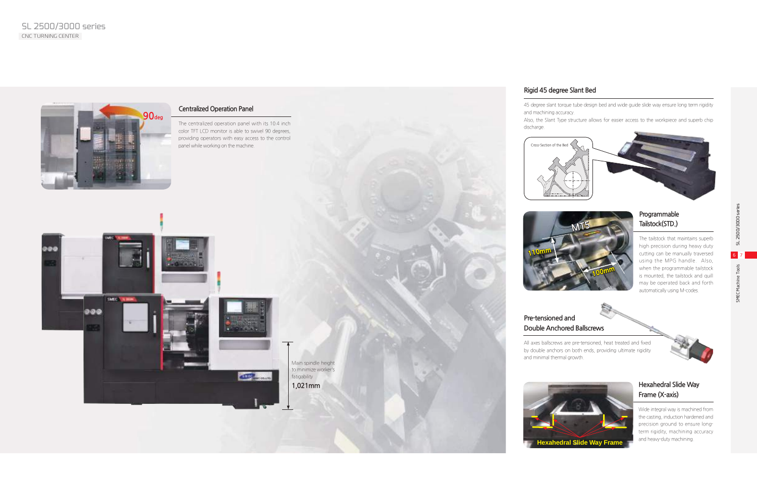## Centralized Operation Panel

The centralized operation panel with its 10.4 inch color TFT LCD monitor is able to swivel 90 degrees, providing operators with easy access to the control panel while working on the machine.

Main spindle height to minimize worker's fatigability

**1,021mm**

## Rigid 45 degree Slant Bed

45 degree slant torque tube design bed and wide guide slide way ensure long term rigidity and machining accuracy.
Also, the Slant Type structure allows for easier access to the workpiece and superb chip discharge.

Cross-Section of the Bed

## Programmable Tailstock(STD.)

The tailstock that maintains superb high precision during heavy duty cutting can be manually traversed using the MPG handle. Also, when the programmable tailstock is mounted, the tailstock and quill may be operated back and forth automatically using M-codes.

MT5

110mm

100mm

## Pre-tensioned and Double Anchored Ballscrews

All axes ballscrews are pre-tensioned, heat treated and fixed by double anchors on both ends, providing ultimate rigidity and minimal thermal growth.

## Hexahedral Slide Way Frame (X-axis)

Wide integral way is machined from the casting, induction hardened and precision ground to ensure long-term rigidity, machining accuracy and heavy-duty machining.

Hexahedral Slide Way Frame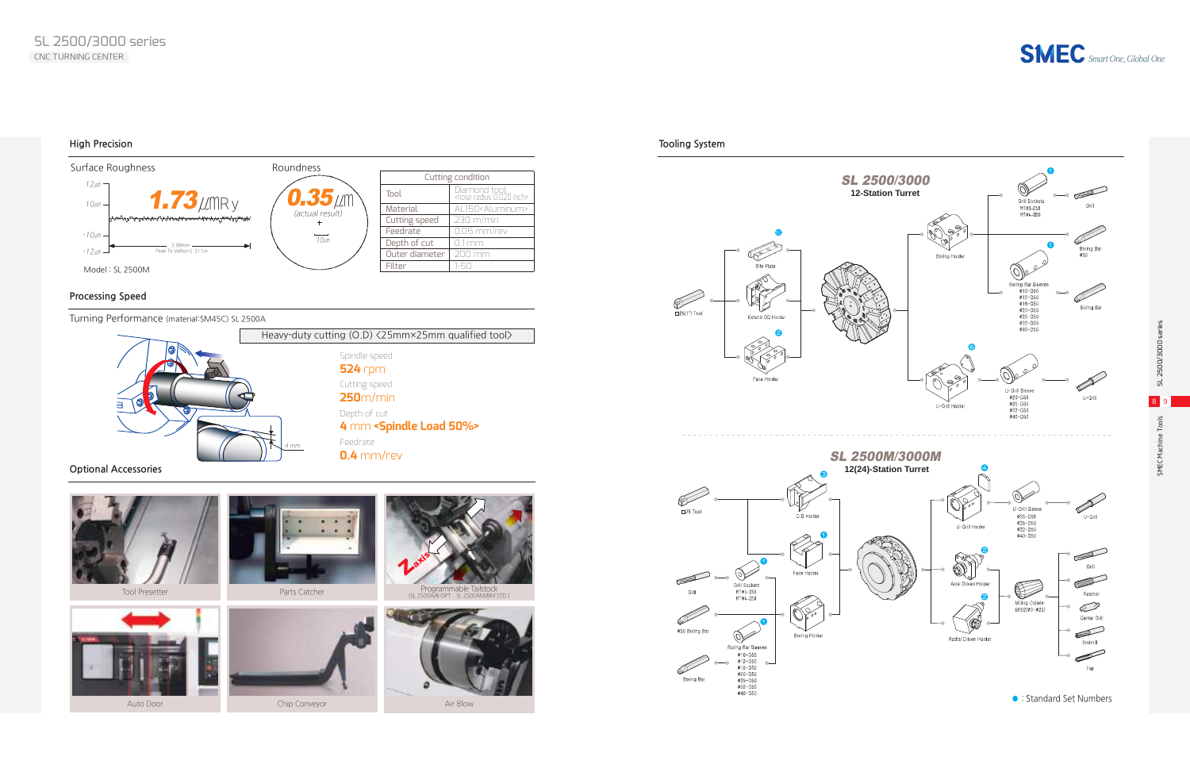## High Precision

### Surface Roughness

**1.73** μm Ry

Model : SL 2500M

### Roundness

**0.35** μm (actual result)

| Cutting condition | |
|---|---|
| Tool | Diamond tool <nose radius 0.020 inch> |
| Material | AL15D<Aluminum> |
| Cutting speed | 230 m/min |
| Feedrate | 0.05 mm/rev |
| Depth of cut | 0.1 mm |
| Outer diameter | 200 mm |
| Filter | 1-50 |

## Processing Speed

Turning Performance (material:SM45C) SL 2500A

Heavy-duty cutting (O.D) <25mm×25mm qualified tool>

Spindle speed
**524** rpm

Cutting speed
**250**m/min

Depth of cut
**4** mm **<Spindle Load 50%>**

Feedrate
**0.4** mm/rev

## Optional Accessories

- Tool Presetter
- Parts Catcher
- Programmable Tailstock (SL 2500A/B OPT · SL 2500AM/BM STD)
- Auto Door
- Chip Conveyor
- Air Blow

## Tooling System

### SL 2500/3000
12-Station Turret

- Drill Sockets MT#3-Ø50, MT#4-Ø50 — Drill
- Boring Holder
- Boring Bar Ø50
- Boring Bar Sleeves Ø10-Ø50, Ø12-Ø50, Ø16-Ø50, Ø20-Ø50, Ø25-Ø50, Ø32-Ø50, Ø40-Ø50 — Boring Bar
- Bite Plate
- □25(1") Tool
- Extend OD Holder
- Face Holder
- U-Drill Holder
- U-Drill Sleeve Ø20-Ø50, Ø25-Ø50, Ø32-Ø50, Ø40-Ø50 — U-Drill

### SL 2500M/3000M
12(24)-Station Turret

- □25 Tool
- O.D Holder
- Face Holder
- Drill Sockets MT#3-Ø50, MT#4-Ø50 — Drill
- Ø50 Boring Bar
- Boring Holder
- Boring Bar Sleeves Ø10-Ø50, Ø12-Ø50, Ø16-Ø50, Ø20-Ø50, Ø25-Ø50, Ø32-Ø50, Ø40-Ø50 — Boring Bar
- U-Drill Holder
- U-Drill Sleeve Ø20-Ø50, Ø25-Ø50, Ø32-Ø50, Ø40-Ø50 — U-Drill
- Axial Driven Holder
- Radial Driven Holder
- Milling Collets ER20(Ø1~Ø20) — Drill, Reamer, Center Drill, Endmill, Tap

● : Standard Set Numbers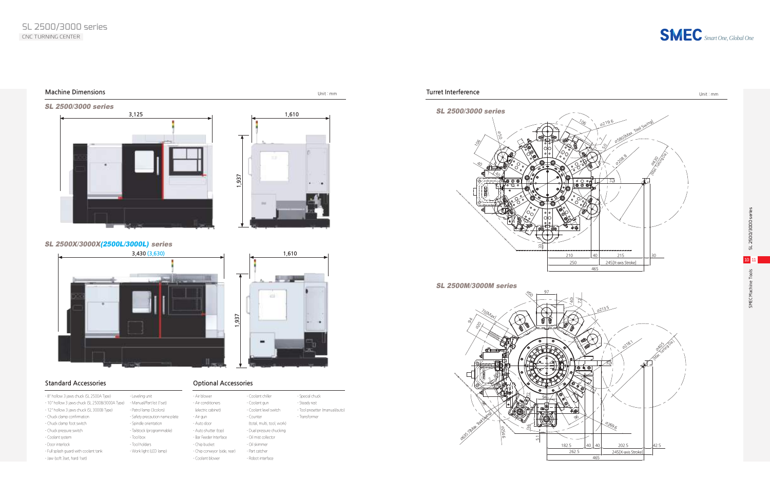## Machine Dimensions

Unit : mm

*SL 2500/3000 series*

3,125 | 1,610 | 1,937

*SL 2500X/3000X(2500L/3000L) series*

3,430 (3,630) | 1,610 | 1,937

## Standard Accessories

- 8" hollow 3 jaws chuck (SL 2500A Type)
- 10" hollow 3 jaws chuck (SL 2500B/3000A Type)
- 12" hollow 3 jaws chuck (SL 3000B Type)
- Chuck clamp confirmation
- Chuck clamp foot switch
- Chuck pressure switch
- Coolant system
- Door interlock
- Full splash guard with coolant tank
- Jaw (soft 3set, hard 1set)
- Leveling unit
- Manual/Part list (1set)
- Patrol lamp (3colors)
- Safety precaution name plate
- Spindle orientation
- Tailstock (programmable)
- Tool box
- Tool holders
- Work light (LED lamp)

## Optional Accessories

- Air blower
- Air conditioners (electric cabinet)
- Air gun
- Auto door
- Auto shutter (top)
- Bar Feeder Interface
- Chip bucket
- Chip conveyor (side, rear)
- Coolant blower
- Coolant chiller
- Coolant gun
- Coolant level switch
- Counter (total, multi, tool, work)
- Dual pressure chucking
- Oil mist collector
- Oil skimmer
- Part catcher
- Robot interface
- Special chuck
- Steady rest
- Tool presetter (manual/auto)
- Transformer

## Turret Interference

Unit : mm

*SL 2500/3000 series*

*SL 2500M/3000M series*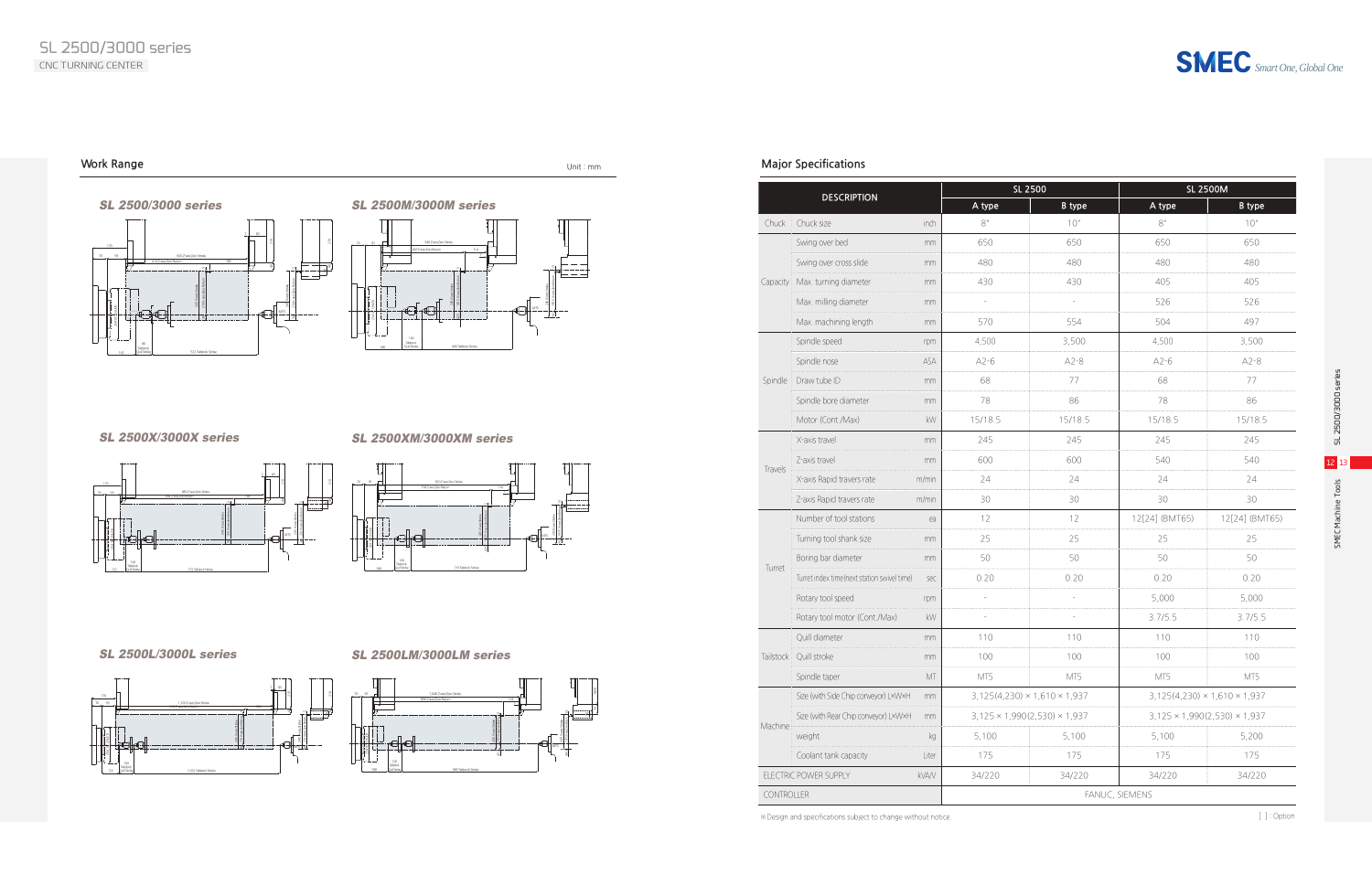# SL 2500/3000 series

CNC TURNING CENTER

## Work Range

Unit : mm

### SL 2500/3000 series

### SL 2500M/3000M series

### SL 2500X/3000X series

### SL 2500XM/3000XM series

### SL 2500L/3000L series

### SL 2500LM/3000LM series

## Major Specifications

| DESCRIPTION | | | SL 2500 | | SL 2500M | |
|---|---|---|---|---|---|---|
| | | | A type | B type | A type | B type |
| Chuck | Chuck size | inch | 8" | 10" | 8" | 10" |
| Capacity | Swing over bed | mm | 650 | 650 | 650 | 650 |
| | Swing over cross slide | mm | 480 | 480 | 480 | 480 |
| | Max. turning diameter | mm | 430 | 430 | 405 | 405 |
| | Max. milling diameter | mm | - | - | 526 | 526 |
| | Max. machining length | mm | 570 | 554 | 504 | 497 |
| Spindle | Spindle speed | rpm | 4,500 | 3,500 | 4,500 | 3,500 |
| | Spindle nose | ASA | A2-6 | A2-8 | A2-6 | A2-8 |
| | Draw tube ID | mm | 68 | 77 | 68 | 77 |
| | Spindle bore diameter | mm | 78 | 86 | 78 | 86 |
| | Motor (Cont./Max) | kW | 15/18.5 | 15/18.5 | 15/18.5 | 15/18.5 |
| Travels | X-axis travel | mm | 245 | 245 | 245 | 245 |
| | Z-axis travel | mm | 600 | 600 | 540 | 540 |
| | X-axis Rapid travers rate | m/min | 24 | 24 | 24 | 24 |
| | Z-axis Rapid travers rate | m/min | 30 | 30 | 30 | 30 |
| Turret | Number of tool stations | ea | 12 | 12 | 12[24] (BMT65) | 12[24] (BMT65) |
| | Turning tool shank size | mm | 25 | 25 | 25 | 25 |
| | Boring bar diameter | mm | 50 | 50 | 50 | 50 |
| | Turret index time(next station swivel time) | sec | 0.20 | 0.20 | 0.20 | 0.20 |
| | Rotary tool speed | rpm | - | - | 5,000 | 5,000 |
| | Rotary tool motor (Cont./Max) | kW | - | - | 3.7/5.5 | 3.7/5.5 |
| Tailstock | Quill diameter | mm | 110 | 110 | 110 | 110 |
| | Quill stroke | mm | 100 | 100 | 100 | 100 |
| | Spindle taper | MT | MT5 | MT5 | MT5 | MT5 |
| Machine | Size (with Side Chip conveyor) L×W×H | mm | 3,125(4,230) × 1,610 × 1,937 | | 3,125(4,230) × 1,610 × 1,937 | |
| | Size (with Rear Chip conveyor) L×W×H | mm | 3,125 × 1,990(2,530) × 1,937 | | 3,125 × 1,990(2,530) × 1,937 | |
| | weight | kg | 5,100 | 5,100 | 5,100 | 5,200 |
| | Coolant tank capacity | Liter | 175 | 175 | 175 | 175 |
| ELECTRIC POWER SUPPLY | | kVA/V | 34/220 | 34/220 | 34/220 | 34/220 |
| CONTROLLER | | | FANUC, SIEMENS | | | |

※ Design and specifications subject to change without notice.

[ ] : Option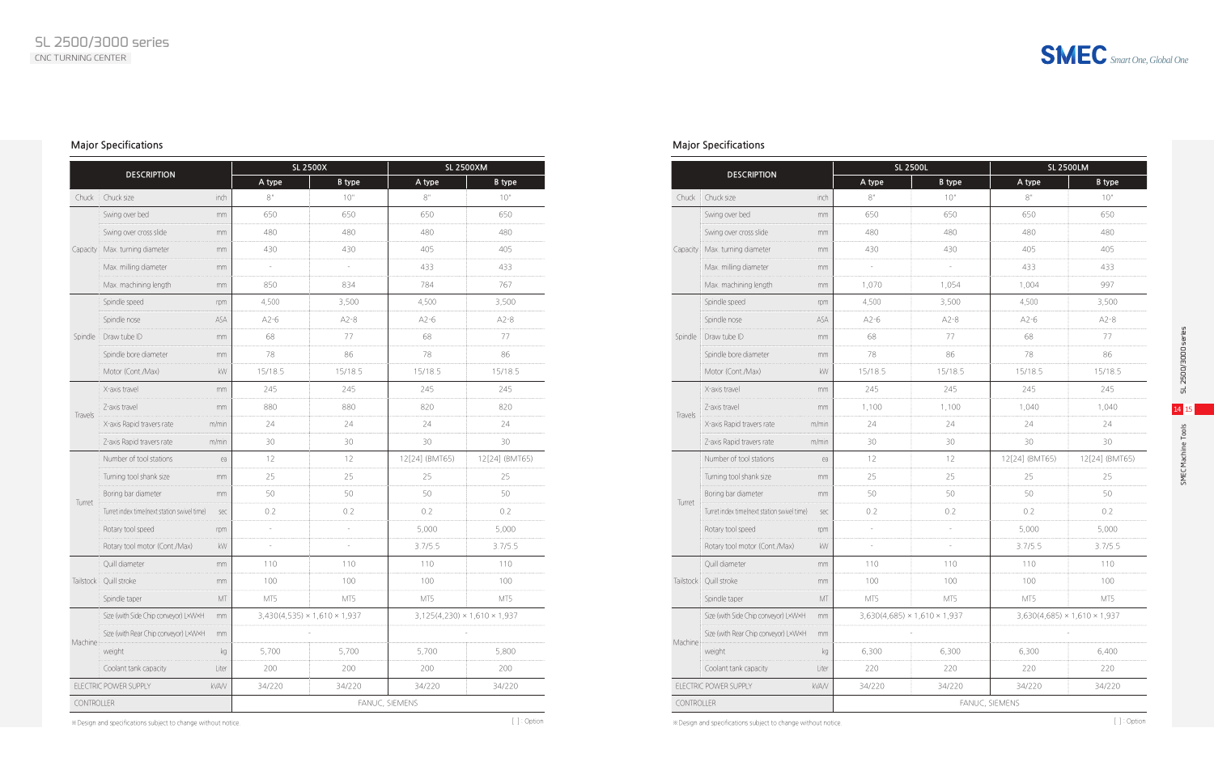# SL 2500/3000 series

CNC TURNING CENTER

## Major Specifications

| DESCRIPTION | | | SL 2500X | | SL 2500XM | |
|---|---|---|---|---|---|---|
| | | | A type | B type | A type | B type |
| Chuck | Chuck size | inch | 8" | 10" | 8" | 10" |
| Capacity | Swing over bed | mm | 650 | 650 | 650 | 650 |
| | Swing over cross slide | mm | 480 | 480 | 480 | 480 |
| | Max. turning diameter | mm | 430 | 430 | 405 | 405 |
| | Max. milling diameter | mm | - | - | 433 | 433 |
| | Max. machining length | mm | 850 | 834 | 784 | 767 |
| Spindle | Spindle speed | rpm | 4,500 | 3,500 | 4,500 | 3,500 |
| | Spindle nose | ASA | A2-6 | A2-8 | A2-6 | A2-8 |
| | Draw tube ID | mm | 68 | 77 | 68 | 77 |
| | Spindle bore diameter | mm | 78 | 86 | 78 | 86 |
| | Motor (Cont./Max) | kW | 15/18.5 | 15/18.5 | 15/18.5 | 15/18.5 |
| Travels | X-axis travel | mm | 245 | 245 | 245 | 245 |
| | Z-axis travel | mm | 880 | 880 | 820 | 820 |
| | X-axis Rapid travers rate | m/min | 24 | 24 | 24 | 24 |
| | Z-axis Rapid travers rate | m/min | 30 | 30 | 30 | 30 |
| Turret | Number of tool stations | ea | 12 | 12 | 12[24] (BMT65) | 12[24] (BMT65) |
| | Turning tool shank size | mm | 25 | 25 | 25 | 25 |
| | Boring bar diameter | mm | 50 | 50 | 50 | 50 |
| | Turret index time(next station swivel time) | sec | 0.2 | 0.2 | 0.2 | 0.2 |
| | Rotary tool speed | rpm | - | - | 5,000 | 5,000 |
| | Rotary tool motor (Cont./Max) | kW | - | - | 3.7/5.5 | 3.7/5.5 |
| Tailstock | Quill diameter | mm | 110 | 110 | 110 | 110 |
| | Quill stroke | mm | 100 | 100 | 100 | 100 |
| | Spindle taper | MT | MT5 | MT5 | MT5 | MT5 |
| Machine | Size (with Side Chip conveyor) L×W×H | mm | 3,430(4,535) × 1,610 × 1,937 | | 3,125(4,230) × 1,610 × 1,937 | |
| | Size (with Rear Chip conveyor) L×W×H | mm | - | | - | |
| | weight | kg | 5,700 | 5,700 | 5,700 | 5,800 |
| | Coolant tank capacity | Liter | 200 | 200 | 200 | 200 |
| ELECTRIC POWER SUPPLY | | kVA/V | 34/220 | 34/220 | 34/220 | 34/220 |
| CONTROLLER | | | FANUC, SIEMENS | | | |

※Design and specifications subject to change without notice.

[ ] : Option

## Major Specifications

| DESCRIPTION | | | SL 2500L | | SL 2500LM | |
|---|---|---|---|---|---|---|
| | | | A type | B type | A type | B type |
| Chuck | Chuck size | inch | 8" | 10" | 8" | 10" |
| Capacity | Swing over bed | mm | 650 | 650 | 650 | 650 |
| | Swing over cross slide | mm | 480 | 480 | 480 | 480 |
| | Max. turning diameter | mm | 430 | 430 | 405 | 405 |
| | Max. milling diameter | mm | - | - | 433 | 433 |
| | Max. machining length | mm | 1,070 | 1,054 | 1,004 | 997 |
| Spindle | Spindle speed | rpm | 4,500 | 3,500 | 4,500 | 3,500 |
| | Spindle nose | ASA | A2-6 | A2-8 | A2-6 | A2-8 |
| | Draw tube ID | mm | 68 | 77 | 68 | 77 |
| | Spindle bore diameter | mm | 78 | 86 | 78 | 86 |
| | Motor (Cont./Max) | kW | 15/18.5 | 15/18.5 | 15/18.5 | 15/18.5 |
| Travels | X-axis travel | mm | 245 | 245 | 245 | 245 |
| | Z-axis travel | mm | 1,100 | 1,100 | 1,040 | 1,040 |
| | X-axis Rapid travers rate | m/min | 24 | 24 | 24 | 24 |
| | Z-axis Rapid travers rate | m/min | 30 | 30 | 30 | 30 |
| Turret | Number of tool stations | ea | 12 | 12 | 12[24] (BMT65) | 12[24] (BMT65) |
| | Turning tool shank size | mm | 25 | 25 | 25 | 25 |
| | Boring bar diameter | mm | 50 | 50 | 50 | 50 |
| | Turret index time(next station swivel time) | sec | 0.2 | 0.2 | 0.2 | 0.2 |
| | Rotary tool speed | rpm | - | - | 5,000 | 5,000 |
| | Rotary tool motor (Cont./Max) | kW | - | - | 3.7/5.5 | 3.7/5.5 |
| Tailstock | Quill diameter | mm | 110 | 110 | 110 | 110 |
| | Quill stroke | mm | 100 | 100 | 100 | 100 |
| | Spindle taper | MT | MT5 | MT5 | MT5 | MT5 |
| Machine | Size (with Side Chip conveyor) L×W×H | mm | 3,630(4,685) × 1,610 × 1,937 | | 3,630(4,685) × 1,610 × 1,937 | |
| | Size (with Rear Chip conveyor) L×W×H | mm | - | | - | |
| | weight | kg | 6,300 | 6,300 | 6,300 | 6,400 |
| | Coolant tank capacity | Liter | 220 | 220 | 220 | 220 |
| ELECTRIC POWER SUPPLY | | kVA/V | 34/220 | 34/220 | 34/220 | 34/220 |
| CONTROLLER | | | FANUC, SIEMENS | | | |

※Design and specifications subject to change without notice.

[ ] : Option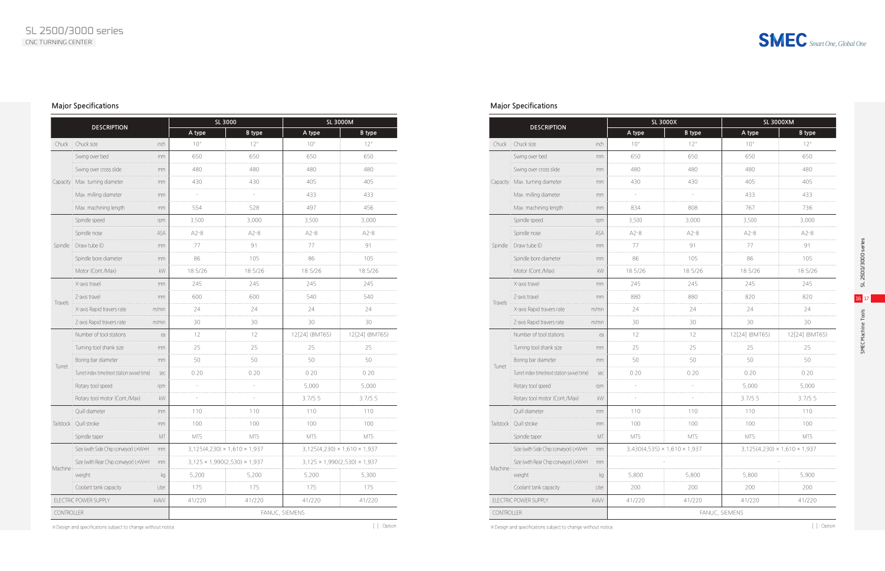## SL 2500/3000 series

CNC TURNING CENTER

### Major Specifications

| DESCRIPTION | | | SL 3000 | | SL 3000M | |
|---|---|---|---|---|---|---|
| | | | A type | B type | A type | B type |
| Chuck | Chuck size | inch | 10" | 12" | 10" | 12" |
| Capacity | Swing over bed | mm | 650 | 650 | 650 | 650 |
| | Swing over cross slide | mm | 480 | 480 | 480 | 480 |
| | Max. turning diameter | mm | 430 | 430 | 405 | 405 |
| | Max. milling diameter | mm | - | - | 433 | 433 |
| | Max. machining length | mm | 554 | 528 | 497 | 456 |
| Spindle | Spindle speed | rpm | 3,500 | 3,000 | 3,500 | 3,000 |
| | Spindle nose | ASA | A2-8 | A2-8 | A2-8 | A2-8 |
| | Draw tube ID | mm | 77 | 91 | 77 | 91 |
| | Spindle bore diameter | mm | 86 | 105 | 86 | 105 |
| | Motor (Cont./Max) | kW | 18.5/26 | 18.5/26 | 18.5/26 | 18.5/26 |
| Travels | X-axis travel | mm | 245 | 245 | 245 | 245 |
| | Z-axis travel | mm | 600 | 600 | 540 | 540 |
| | X-axis Rapid travers rate | m/min | 24 | 24 | 24 | 24 |
| | Z-axis Rapid travers rate | m/min | 30 | 30 | 30 | 30 |
| Turret | Number of tool stations | ea | 12 | 12 | 12[24] (BMT65) | 12[24] (BMT65) |
| | Turning tool shank size | mm | 25 | 25 | 25 | 25 |
| | Boring bar diameter | mm | 50 | 50 | 50 | 50 |
| | Turret index time(next station swivel time) | sec | 0.20 | 0.20 | 0.20 | 0.20 |
| | Rotary tool speed | rpm | - | - | 5,000 | 5,000 |
| | Rotary tool motor (Cont./Max) | kW | - | - | 3.7/5.5 | 3.7/5.5 |
| Tailstock | Quill diameter | mm | 110 | 110 | 110 | 110 |
| | Quill stroke | mm | 100 | 100 | 100 | 100 |
| | Spindle taper | MT | MT5 | MT5 | MT5 | MT5 |
| Machine | Size (with Side Chip conveyor) L×W×H | mm | 3,125(4,230) × 1,610 × 1,937 | | 3,125(4,230) × 1,610 × 1,937 | |
| | Size (with Rear Chip conveyor) L×W×H | mm | 3,125 × 1,990(2,530) × 1,937 | | 3,125 × 1,990(2,530) × 1,937 | |
| | weight | kg | 5,200 | 5,200 | 5,200 | 5,300 |
| | Coolant tank capacity | Liter | 175 | 175 | 175 | 175 |
| ELECTRIC POWER SUPPLY | | kVA/V | 41/220 | 41/220 | 41/220 | 41/220 |
| CONTROLLER | | | FANUC, SIEMENS | | | |

※Design and specifications subject to change without notice.

[ ] : Option

### Major Specifications

| DESCRIPTION | | | SL 3000X | | SL 3000XM | |
|---|---|---|---|---|---|---|
| | | | A type | B type | A type | B type |
| Chuck | Chuck size | inch | 10" | 12" | 10" | 12" |
| Capacity | Swing over bed | mm | 650 | 650 | 650 | 650 |
| | Swing over cross slide | mm | 480 | 480 | 480 | 480 |
| | Max. turning diameter | mm | 430 | 430 | 405 | 405 |
| | Max. milling diameter | mm | - | - | 433 | 433 |
| | Max. machining length | mm | 834 | 808 | 767 | 736 |
| Spindle | Spindle speed | rpm | 3,500 | 3,000 | 3,500 | 3,000 |
| | Spindle nose | ASA | A2-8 | A2-8 | A2-8 | A2-8 |
| | Draw tube ID | mm | 77 | 91 | 77 | 91 |
| | Spindle bore diameter | mm | 86 | 105 | 86 | 105 |
| | Motor (Cont./Max) | kW | 18.5/26 | 18.5/26 | 18.5/26 | 18.5/26 |
| Travels | X-axis travel | mm | 245 | 245 | 245 | 245 |
| | Z-axis travel | mm | 880 | 880 | 820 | 820 |
| | X-axis Rapid travers rate | m/min | 24 | 24 | 24 | 24 |
| | Z-axis Rapid travers rate | m/min | 30 | 30 | 30 | 30 |
| Turret | Number of tool stations | ea | 12 | 12 | 12[24] (BMT65) | 12[24] (BMT65) |
| | Turning tool shank size | mm | 25 | 25 | 25 | 25 |
| | Boring bar diameter | mm | 50 | 50 | 50 | 50 |
| | Turret index time(next station swivel time) | sec | 0.20 | 0.20 | 0.20 | 0.20 |
| | Rotary tool speed | rpm | - | - | 5,000 | 5,000 |
| | Rotary tool motor (Cont./Max) | kW | - | - | 3.7/5.5 | 3.7/5.5 |
| Tailstock | Quill diameter | mm | 110 | 110 | 110 | 110 |
| | Quill stroke | mm | 100 | 100 | 100 | 100 |
| | Spindle taper | MT | MT5 | MT5 | MT5 | MT5 |
| Machine | Size (with Side Chip conveyor) L×W×H | mm | 3,430(4,535) × 1,610 × 1,937 | | 3,125(4,230) × 1,610 × 1,937 | |
| | Size (with Rear Chip conveyor) L×W×H | mm | - | | - | |
| | weight | kg | 5,800 | 5,800 | 5,800 | 5,900 |
| | Coolant tank capacity | Liter | 200 | 200 | 200 | 200 |
| ELECTRIC POWER SUPPLY | | kVA/V | 41/220 | 41/220 | 41/220 | 41/220 |
| CONTROLLER | | | FANUC, SIEMENS | | | |

※Design and specifications subject to change without notice.

[ ] : Option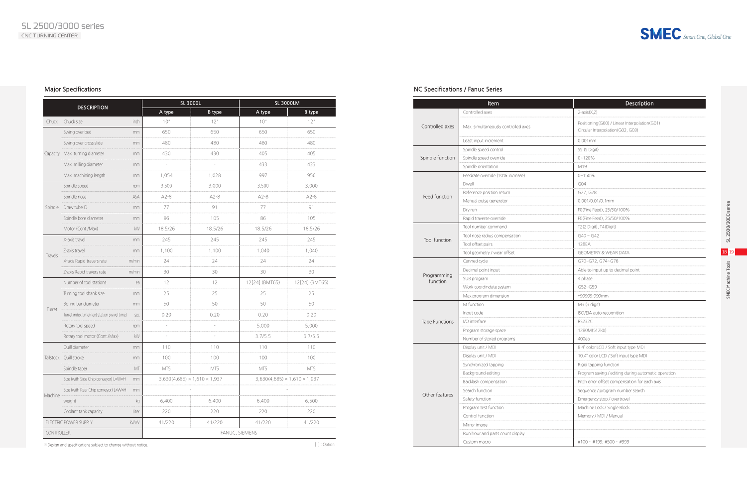## Major Specifications

| DESCRIPTION | | | SL 3000L | | SL 3000LM | |
|---|---|---|---|---|---|---|
| | | | A type | B type | A type | B type |
| Chuck | Chuck size | inch | 10" | 12" | 10" | 12" |
| Capacity | Swing over bed | mm | 650 | 650 | 650 | 650 |
| | Swing over cross slide | mm | 480 | 480 | 480 | 480 |
| | Max. turning diameter | mm | 430 | 430 | 405 | 405 |
| | Max. milling diameter | mm | - | - | 433 | 433 |
| | Max. machining length | mm | 1,054 | 1,028 | 997 | 956 |
| Spindle | Spindle speed | rpm | 3,500 | 3,000 | 3,500 | 3,000 |
| | Spindle nose | ASA | A2-8 | A2-8 | A2-8 | A2-8 |
| | Draw tube ID | mm | 77 | 91 | 77 | 91 |
| | Spindle bore diameter | mm | 86 | 105 | 86 | 105 |
| | Motor (Cont./Max) | kW | 18.5/26 | 18.5/26 | 18.5/26 | 18.5/26 |
| Travels | X-axis travel | mm | 245 | 245 | 245 | 245 |
| | Z-axis travel | mm | 1,100 | 1,100 | 1,040 | 1,040 |
| | X-axis Rapid travers rate | m/min | 24 | 24 | 24 | 24 |
| | Z-axis Rapid travers rate | m/min | 30 | 30 | 30 | 30 |
| Turret | Number of tool stations | ea | 12 | 12 | 12[24] (BMT65) | 12[24] (BMT65) |
| | Turning tool shank size | mm | 25 | 25 | 25 | 25 |
| | Boring bar diameter | mm | 50 | 50 | 50 | 50 |
| | Turret index time(next station swivel time) | sec | 0.20 | 0.20 | 0.20 | 0.20 |
| | Rotary tool speed | rpm | - | - | 5,000 | 5,000 |
| | Rotary tool motor (Cont./Max) | kW | - | - | 3.7/5.5 | 3.7/5.5 |
| Tailstock | Quill diameter | mm | 110 | 110 | 110 | 110 |
| | Quill stroke | mm | 100 | 100 | 100 | 100 |
| | Spindle taper | MT | MT5 | MT5 | MT5 | MT5 |
| Machine | Size (with Side Chip conveyor) L×W×H | mm | 3,630(4,685) × 1,610 × 1,937 | | 3,630(4,685) × 1,610 × 1,937 | |
| | Size (with Rear Chip conveyor) L×W×H | mm | - | | - | |
| | weight | kg | 6,400 | 6,400 | 6,400 | 6,500 |
| | Coolant tank capacity | Liter | 220 | 220 | 220 | 220 |
| ELECTRIC POWER SUPPLY | | kVA/V | 41/220 | 41/220 | 41/220 | 41/220 |
| CONTROLLER | | | FANUC, SIEMENS | | | |

※Design and specifications subject to change without notice.

[ ] : Option

## NC Specifications / Fanuc Series

| Item | | Description |
|---|---|---|
| Controlled axes | Controlled axes | 2-axis(X,Z) |
| | Max. simultaneously controlled axes | Positioning(G00) / Linear Interpolation(G01) Circular Interpolation(G02, G03) |
| | Least input increment | 0.001mm |
| Spindle function | Spindle speed control | S5 (5 Digit) |
| | Spindle speed override | 0~120% |
| | Spindle orientation | M19 |
| Feed function | Feedrate override (10% increase) | 0~150% |
| | Dwell | G04 |
| | Reference position return | G27, G28 |
| | Manual pulse generator | 0.001/0.01/0.1mm |
| | Dry run | F0(Fine Feed), 25/50/100% |
| | Rapid traverse override | F0(Fine Feed), 25/50/100% |
| Tool function | Tool number command | T2(2 Digit), T4(Digit) |
| | Tool nose radius compensation | G40 ~ G42 |
| | Tool offset pairs | 128EA |
| | Tool geometry / wear offset | GEOMETRY & WEAR DATA |
| Programming function | Canned cycle | G70~G72, G74~G76 |
| | Decimal point input | Able to input up to decimal point |
| | SUB program | 4 phase |
| | Work coordinate system | G52~G59 |
| | Max program dimension | ±99999.999mm |
| Tape Functions | M function | M3 (3 digit) |
| | Input code | ISO/EIA auto recognition |
| | I/O interface | RS232C |
| | Program storage space | 1280M(512kb) |
| | Number of stored programs | 400ea |
| Other features | Display unit / MDI | 8.4" color LCD / Soft input type MDI |
| | Display unit / MDI | 10.4" color LCD / Soft input type MDI |
| | Synchronized tapping | Rigid tapping function |
| | Background editing | Program saving / editing during automatic operation |
| | Backlash compensation | Pitch error offset compensation for each axis |
| | Search function | Sequence / program number search |
| | Safety function | Emergency stop / overtravel |
| | Program test function | Machine Lock / Single Block |
| | Control function | Memory / MDI / Manual |
| | Mirror image | |
| | Run hour and parts count display | |
| | Custom macro | #100 ~ #199, #500 ~ #999 |